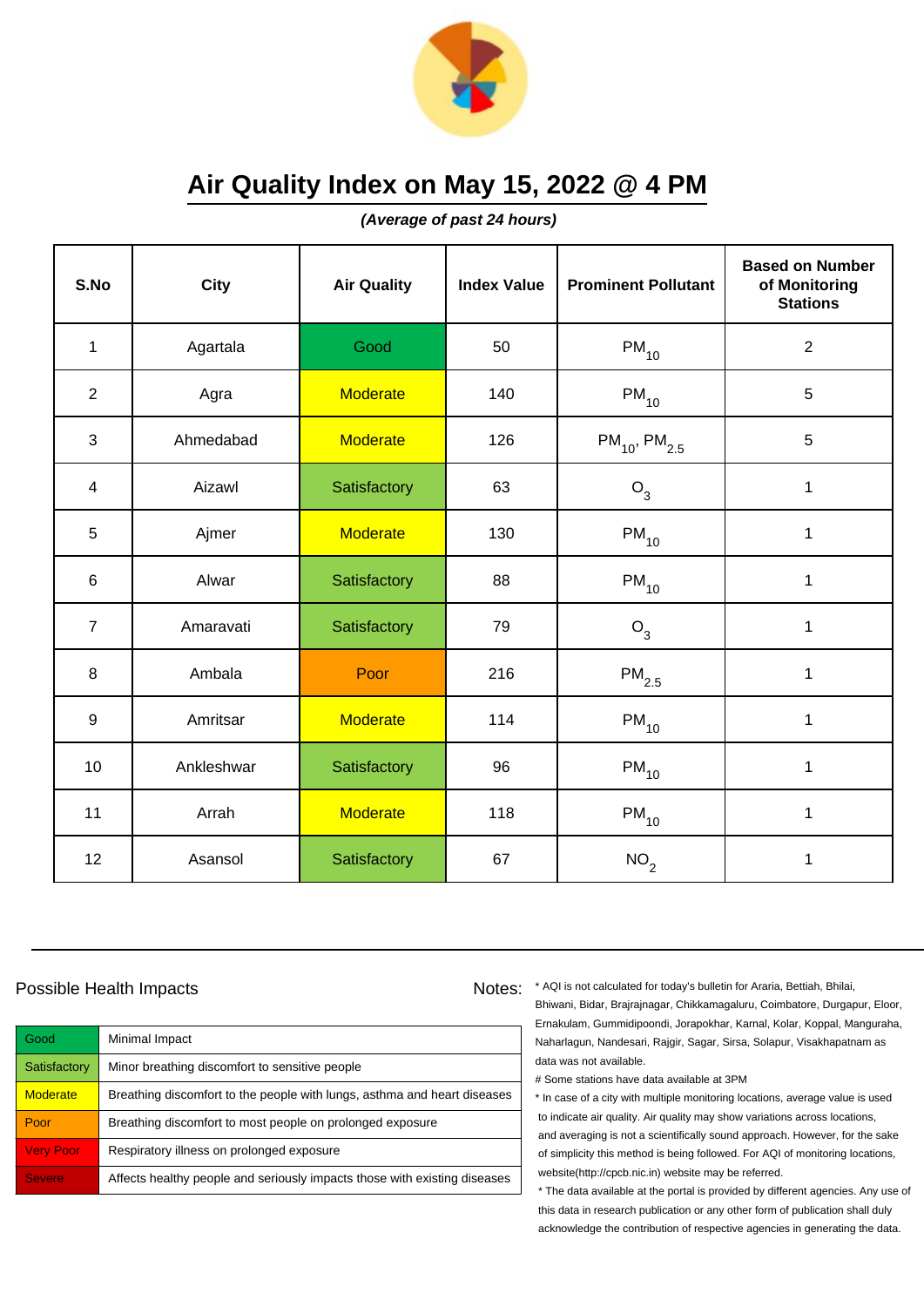# Air Quality Index on May 15, 2022 @ 4 PM

***(Average of past 24 hours)***

| S.No | City | Air Quality | Index Value | Prominent Pollutant | Based on Number of Monitoring Stations |
|---|---|---|---|---|---|
| 1 | Agartala | Good | 50 | $PM_{10}$ | 2 |
| 2 | Agra | Moderate | 140 | $PM_{10}$ | 5 |
| 3 | Ahmedabad | Moderate | 126 | $PM_{10}$, $PM_{2.5}$ | 5 |
| 4 | Aizawl | Satisfactory | 63 | $O_3$ | 1 |
| 5 | Ajmer | Moderate | 130 | $PM_{10}$ | 1 |
| 6 | Alwar | Satisfactory | 88 | $PM_{10}$ | 1 |
| 7 | Amaravati | Satisfactory | 79 | $O_3$ | 1 |
| 8 | Ambala | Poor | 216 | $PM_{2.5}$ | 1 |
| 9 | Amritsar | Moderate | 114 | $PM_{10}$ | 1 |
| 10 | Ankleshwar | Satisfactory | 96 | $PM_{10}$ | 1 |
| 11 | Arrah | Moderate | 118 | $PM_{10}$ | 1 |
| 12 | Asansol | Satisfactory | 67 | $NO_2$ | 1 |

## Possible Health Impacts

| | |
|---|---|
| Good | Minimal Impact |
| Satisfactory | Minor breathing discomfort to sensitive people |
| Moderate | Breathing discomfort to the people with lungs, asthma and heart diseases |
| Poor | Breathing discomfort to most people on prolonged exposure |
| Very Poor | Respiratory illness on prolonged exposure |
| Severe | Affects healthy people and seriously impacts those with existing diseases |

Notes:

* AQI is not calculated for today's bulletin for Araria, Bettiah, Bhilai, Bhiwani, Bidar, Brajrajnagar, Chikkamagaluru, Coimbatore, Durgapur, Eloor, Ernakulam, Gummidipoondi, Jorapokhar, Karnal, Kolar, Koppal, Manguraha, Naharlagun, Nandesari, Rajgir, Sagar, Sirsa, Solapur, Visakhapatnam as data was not available.

# Some stations have data available at 3PM

* In case of a city with multiple monitoring locations, average value is used to indicate air quality. Air quality may show variations across locations, and averaging is not a scientifically sound approach. However, for the sake of simplicity this method is being followed. For AQI of monitoring locations, website(http://cpcb.nic.in) website may be referred.

* The data available at the portal is provided by different agencies. Any use of this data in research publication or any other form of publication shall duly acknowledge the contribution of respective agencies in generating the data.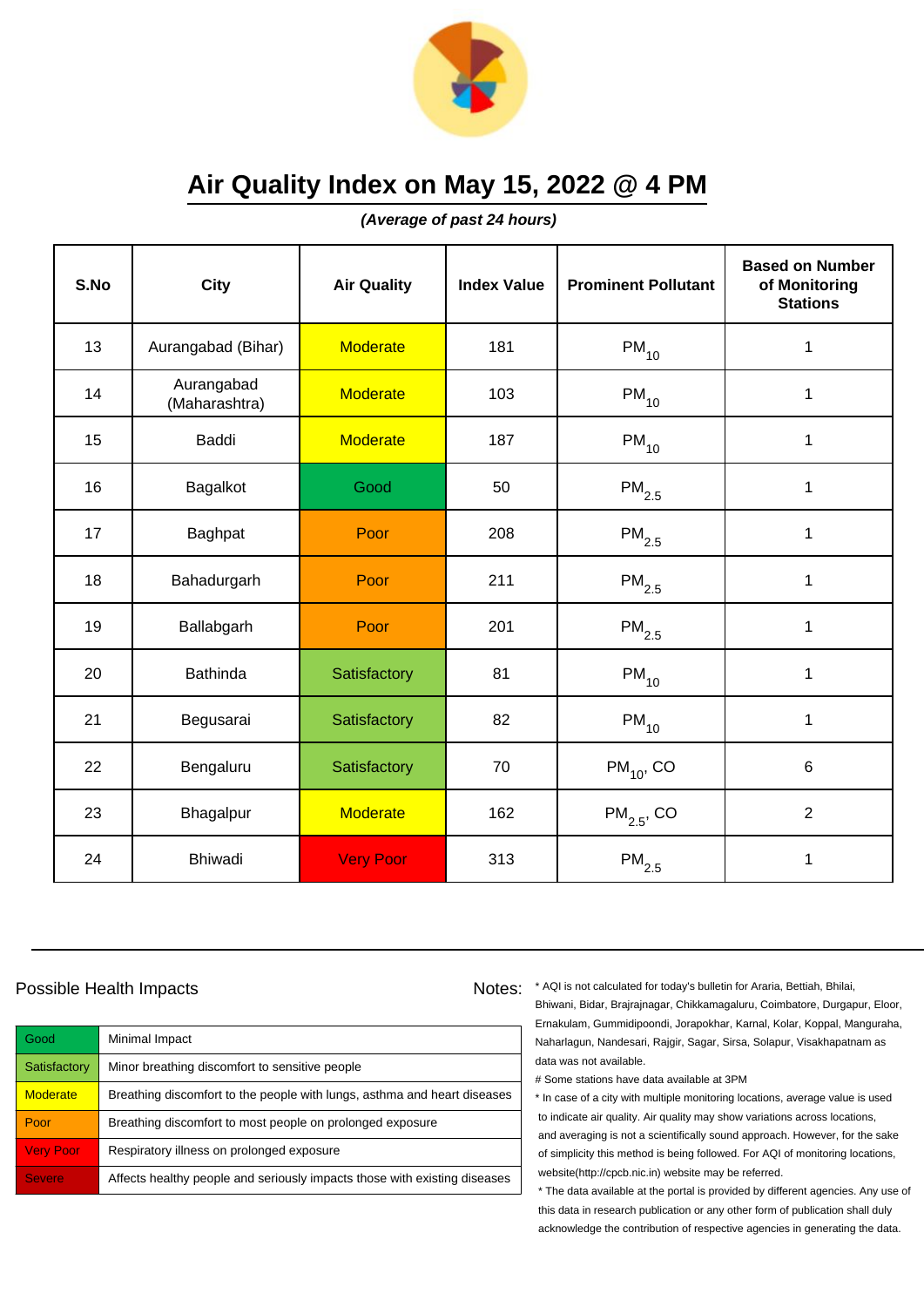# Air Quality Index on May 15, 2022 @ 4 PM

***(Average of past 24 hours)***

| S.No | City | Air Quality | Index Value | Prominent Pollutant | Based on Number of Monitoring Stations |
|---|---|---|---|---|---|
| 13 | Aurangabad (Bihar) | Moderate | 181 | $PM_{10}$ | 1 |
| 14 | Aurangabad (Maharashtra) | Moderate | 103 | $PM_{10}$ | 1 |
| 15 | Baddi | Moderate | 187 | $PM_{10}$ | 1 |
| 16 | Bagalkot | Good | 50 | $PM_{2.5}$ | 1 |
| 17 | Baghpat | Poor | 208 | $PM_{2.5}$ | 1 |
| 18 | Bahadurgarh | Poor | 211 | $PM_{2.5}$ | 1 |
| 19 | Ballabgarh | Poor | 201 | $PM_{2.5}$ | 1 |
| 20 | Bathinda | Satisfactory | 81 | $PM_{10}$ | 1 |
| 21 | Begusarai | Satisfactory | 82 | $PM_{10}$ | 1 |
| 22 | Bengaluru | Satisfactory | 70 | $PM_{10}$, CO | 6 |
| 23 | Bhagalpur | Moderate | 162 | $PM_{2.5}$, CO | 2 |
| 24 | Bhiwadi | Very Poor | 313 | $PM_{2.5}$ | 1 |

Possible Health Impacts

| | |
|---|---|
| Good | Minimal Impact |
| Satisfactory | Minor breathing discomfort to sensitive people |
| Moderate | Breathing discomfort to the people with lungs, asthma and heart diseases |
| Poor | Breathing discomfort to most people on prolonged exposure |
| Very Poor | Respiratory illness on prolonged exposure |
| Severe | Affects healthy people and seriously impacts those with existing diseases |

Notes:

* AQI is not calculated for today's bulletin for Araria, Bettiah, Bhilai, Bhiwani, Bidar, Brajrajnagar, Chikkamagaluru, Coimbatore, Durgapur, Eloor, Ernakulam, Gummidipoondi, Jorapokhar, Karnal, Kolar, Koppal, Manguraha, Naharlagun, Nandesari, Rajgir, Sagar, Sirsa, Solapur, Visakhapatnam as data was not available.

# Some stations have data available at 3PM

* In case of a city with multiple monitoring locations, average value is used to indicate air quality. Air quality may show variations across locations, and averaging is not a scientifically sound approach. However, for the sake of simplicity this method is being followed. For AQI of monitoring locations, website(http://cpcb.nic.in) website may be referred.

* The data available at the portal is provided by different agencies. Any use of this data in research publication or any other form of publication shall duly acknowledge the contribution of respective agencies in generating the data.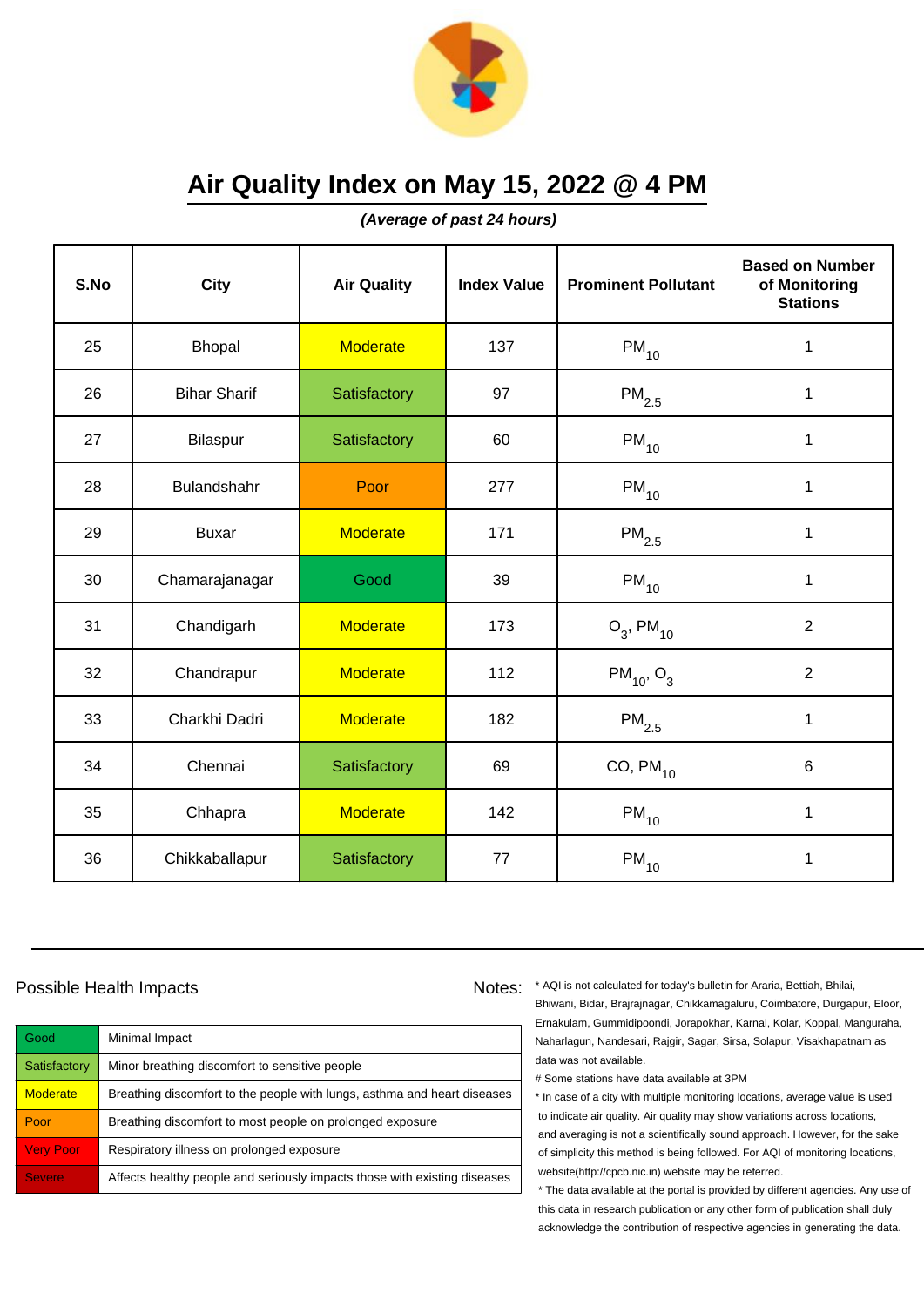# Air Quality Index on May 15, 2022 @ 4 PM

***(Average of past 24 hours)***

| S.No | City | Air Quality | Index Value | Prominent Pollutant | Based on Number of Monitoring Stations |
|---|---|---|---|---|---|
| 25 | Bhopal | Moderate | 137 | $PM_{10}$ | 1 |
| 26 | Bihar Sharif | Satisfactory | 97 | $PM_{2.5}$ | 1 |
| 27 | Bilaspur | Satisfactory | 60 | $PM_{10}$ | 1 |
| 28 | Bulandshahr | Poor | 277 | $PM_{10}$ | 1 |
| 29 | Buxar | Moderate | 171 | $PM_{2.5}$ | 1 |
| 30 | Chamarajanagar | Good | 39 | $PM_{10}$ | 1 |
| 31 | Chandigarh | Moderate | 173 | $O_3$, $PM_{10}$ | 2 |
| 32 | Chandrapur | Moderate | 112 | $PM_{10}$, $O_3$ | 2 |
| 33 | Charkhi Dadri | Moderate | 182 | $PM_{2.5}$ | 1 |
| 34 | Chennai | Satisfactory | 69 | CO, $PM_{10}$ | 6 |
| 35 | Chhapra | Moderate | 142 | $PM_{10}$ | 1 |
| 36 | Chikkaballapur | Satisfactory | 77 | $PM_{10}$ | 1 |

## Possible Health Impacts

| Good | Minimal Impact |
|---|---|
| Satisfactory | Minor breathing discomfort to sensitive people |
| Moderate | Breathing discomfort to the people with lungs, asthma and heart diseases |
| Poor | Breathing discomfort to most people on prolonged exposure |
| Very Poor | Respiratory illness on prolonged exposure |
| Severe | Affects healthy people and seriously impacts those with existing diseases |

## Notes:

* AQI is not calculated for today's bulletin for Araria, Bettiah, Bhilai, Bhiwani, Bidar, Brajrajnagar, Chikkamagaluru, Coimbatore, Durgapur, Eloor, Ernakulam, Gummidipoondi, Jorapokhar, Karnal, Kolar, Koppal, Manguraha, Naharlagun, Nandesari, Rajgir, Sagar, Sirsa, Solapur, Visakhapatnam as data was not available.

# Some stations have data available at 3PM

* In case of a city with multiple monitoring locations, average value is used to indicate air quality. Air quality may show variations across locations, and averaging is not a scientifically sound approach. However, for the sake of simplicity this method is being followed. For AQI of monitoring locations, website(http://cpcb.nic.in) website may be referred.

* The data available at the portal is provided by different agencies. Any use of this data in research publication or any other form of publication shall duly acknowledge the contribution of respective agencies in generating the data.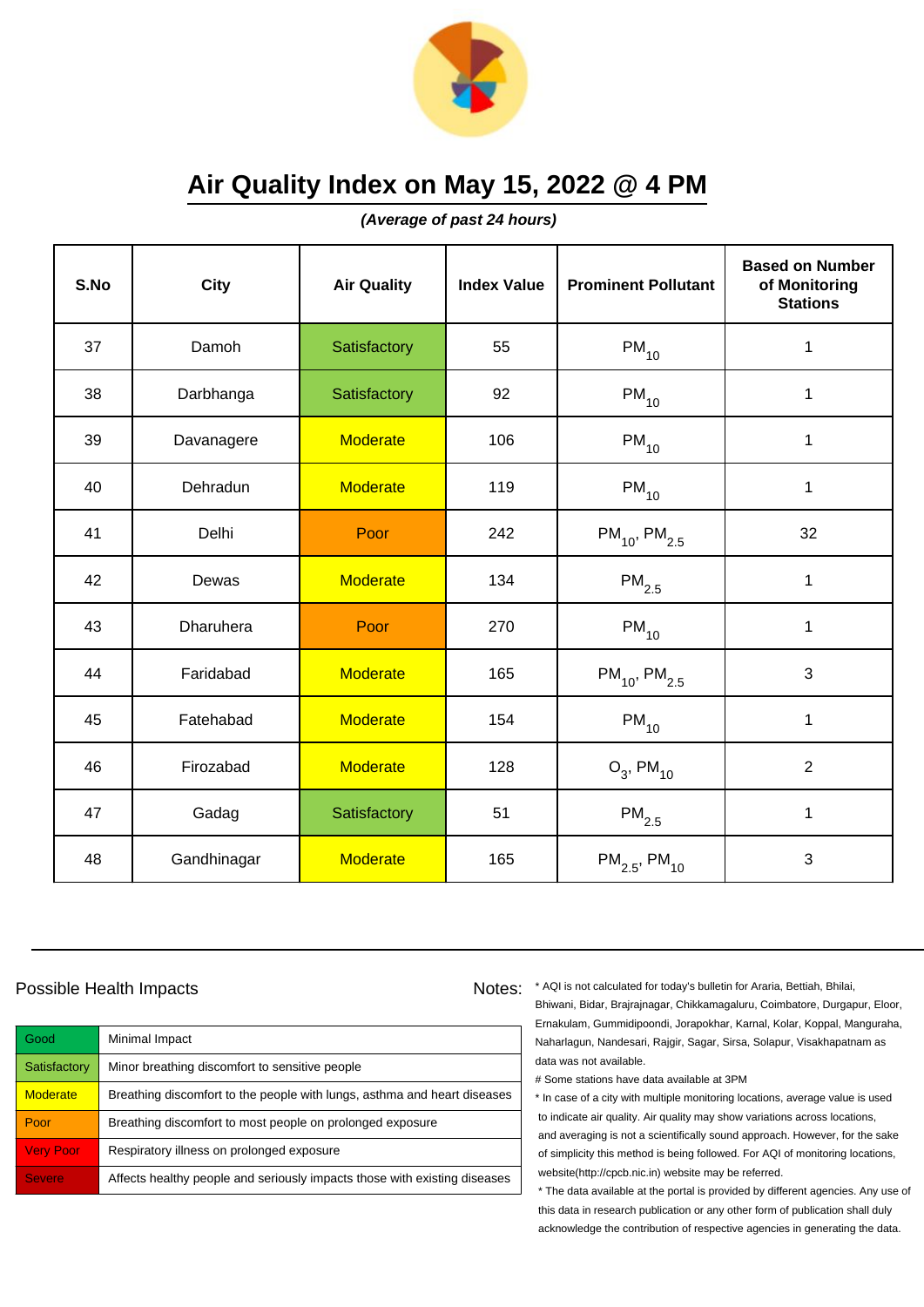# Air Quality Index on May 15, 2022 @ 4 PM

***(Average of past 24 hours)***

| S.No | City | Air Quality | Index Value | Prominent Pollutant | Based on Number of Monitoring Stations |
|---|---|---|---|---|---|
| 37 | Damoh | Satisfactory | 55 | $PM_{10}$ | 1 |
| 38 | Darbhanga | Satisfactory | 92 | $PM_{10}$ | 1 |
| 39 | Davanagere | Moderate | 106 | $PM_{10}$ | 1 |
| 40 | Dehradun | Moderate | 119 | $PM_{10}$ | 1 |
| 41 | Delhi | Poor | 242 | $PM_{10}$, $PM_{2.5}$ | 32 |
| 42 | Dewas | Moderate | 134 | $PM_{2.5}$ | 1 |
| 43 | Dharuhera | Poor | 270 | $PM_{10}$ | 1 |
| 44 | Faridabad | Moderate | 165 | $PM_{10}$, $PM_{2.5}$ | 3 |
| 45 | Fatehabad | Moderate | 154 | $PM_{10}$ | 1 |
| 46 | Firozabad | Moderate | 128 | $O_3$, $PM_{10}$ | 2 |
| 47 | Gadag | Satisfactory | 51 | $PM_{2.5}$ | 1 |
| 48 | Gandhinagar | Moderate | 165 | $PM_{2.5}$, $PM_{10}$ | 3 |

Possible Health Impacts

| | |
|---|---|
| Good | Minimal Impact |
| Satisfactory | Minor breathing discomfort to sensitive people |
| Moderate | Breathing discomfort to the people with lungs, asthma and heart diseases |
| Poor | Breathing discomfort to most people on prolonged exposure |
| Very Poor | Respiratory illness on prolonged exposure |
| Severe | Affects healthy people and seriously impacts those with existing diseases |

Notes:

* AQI is not calculated for today's bulletin for Araria, Bettiah, Bhilai, Bhiwani, Bidar, Brajrajnagar, Chikkamagaluru, Coimbatore, Durgapur, Eloor, Ernakulam, Gummidipoondi, Jorapokhar, Karnal, Kolar, Koppal, Manguraha, Naharlagun, Nandesari, Rajgir, Sagar, Sirsa, Solapur, Visakhapatnam as data was not available.

# Some stations have data available at 3PM

* In case of a city with multiple monitoring locations, average value is used to indicate air quality. Air quality may show variations across locations, and averaging is not a scientifically sound approach. However, for the sake of simplicity this method is being followed. For AQI of monitoring locations, website(http://cpcb.nic.in) website may be referred.

* The data available at the portal is provided by different agencies. Any use of this data in research publication or any other form of publication shall duly acknowledge the contribution of respective agencies in generating the data.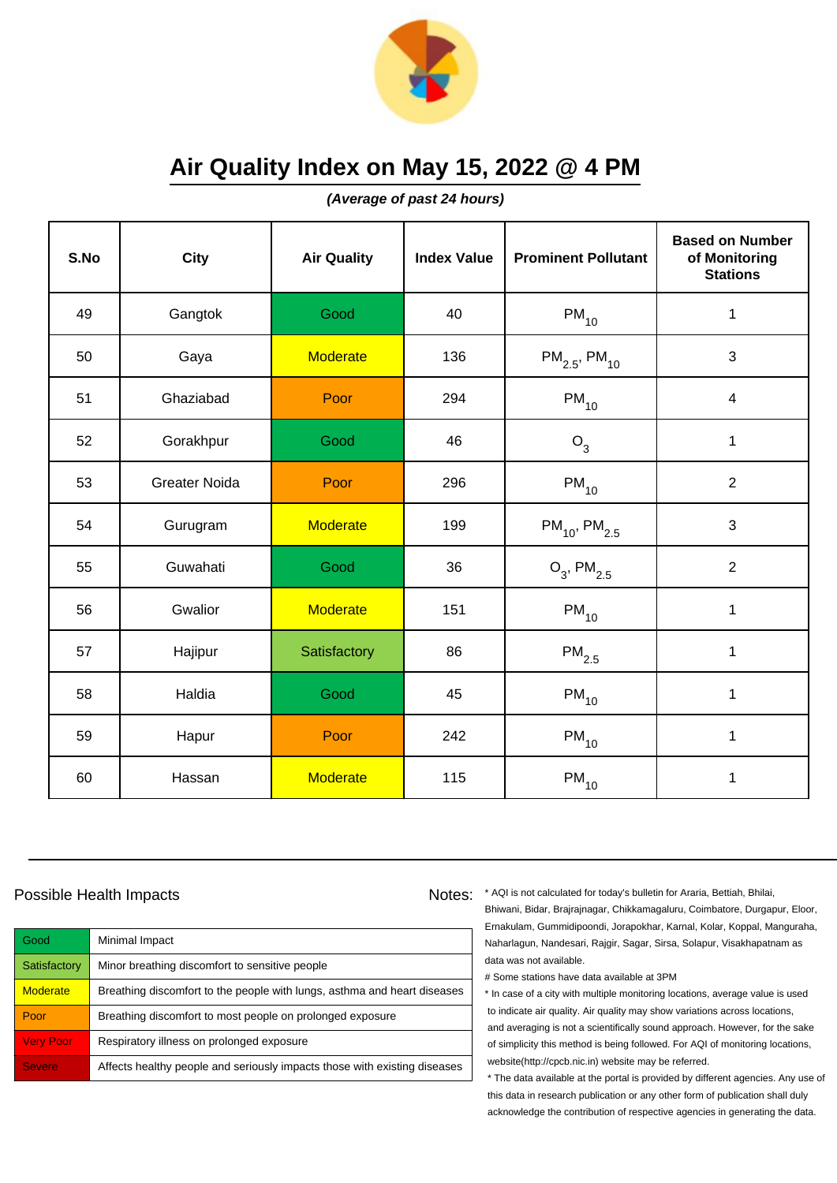# Air Quality Index on May 15, 2022 @ 4 PM

***(Average of past 24 hours)***

| S.No | City | Air Quality | Index Value | Prominent Pollutant | Based on Number of Monitoring Stations |
|---|---|---|---|---|---|
| 49 | Gangtok | Good | 40 | $PM_{10}$ | 1 |
| 50 | Gaya | Moderate | 136 | $PM_{2.5}$, $PM_{10}$ | 3 |
| 51 | Ghaziabad | Poor | 294 | $PM_{10}$ | 4 |
| 52 | Gorakhpur | Good | 46 | $O_3$ | 1 |
| 53 | Greater Noida | Poor | 296 | $PM_{10}$ | 2 |
| 54 | Gurugram | Moderate | 199 | $PM_{10}$, $PM_{2.5}$ | 3 |
| 55 | Guwahati | Good | 36 | $O_3$, $PM_{2.5}$ | 2 |
| 56 | Gwalior | Moderate | 151 | $PM_{10}$ | 1 |
| 57 | Hajipur | Satisfactory | 86 | $PM_{2.5}$ | 1 |
| 58 | Haldia | Good | 45 | $PM_{10}$ | 1 |
| 59 | Hapur | Poor | 242 | $PM_{10}$ | 1 |
| 60 | Hassan | Moderate | 115 | $PM_{10}$ | 1 |

## Possible Health Impacts

| Category | Impact |
|---|---|
| Good | Minimal Impact |
| Satisfactory | Minor breathing discomfort to sensitive people |
| Moderate | Breathing discomfort to the people with lungs, asthma and heart diseases |
| Poor | Breathing discomfort to most people on prolonged exposure |
| Very Poor | Respiratory illness on prolonged exposure |
| Severe | Affects healthy people and seriously impacts those with existing diseases |

Notes:

* AQI is not calculated for today's bulletin for Araria, Bettiah, Bhilai, Bhiwani, Bidar, Brajrajnagar, Chikkamagaluru, Coimbatore, Durgapur, Eloor, Ernakulam, Gummidipoondi, Jorapokhar, Karnal, Kolar, Koppal, Manguraha, Naharlagun, Nandesari, Rajgir, Sagar, Sirsa, Solapur, Visakhapatnam as data was not available.

# Some stations have data available at 3PM

* In case of a city with multiple monitoring locations, average value is used to indicate air quality. Air quality may show variations across locations, and averaging is not a scientifically sound approach. However, for the sake of simplicity this method is being followed. For AQI of monitoring locations, website(http://cpcb.nic.in) website may be referred.

* The data available at the portal is provided by different agencies. Any use of this data in research publication or any other form of publication shall duly acknowledge the contribution of respective agencies in generating the data.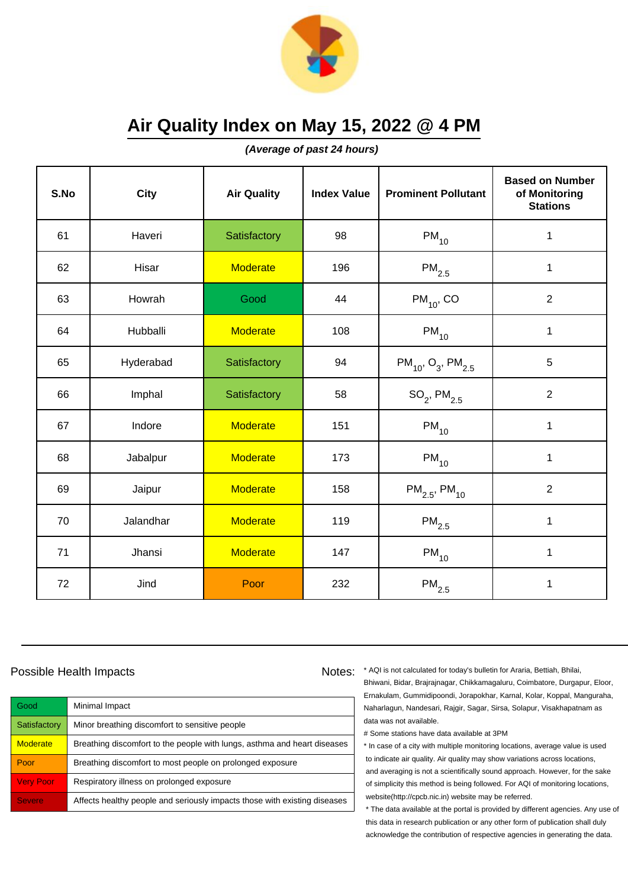# Air Quality Index on May 15, 2022 @ 4 PM

***(Average of past 24 hours)***

| S.No | City | Air Quality | Index Value | Prominent Pollutant | Based on Number of Monitoring Stations |
|---|---|---|---|---|---|
| 61 | Haveri | Satisfactory | 98 | $PM_{10}$ | 1 |
| 62 | Hisar | Moderate | 196 | $PM_{2.5}$ | 1 |
| 63 | Howrah | Good | 44 | $PM_{10}$, CO | 2 |
| 64 | Hubballi | Moderate | 108 | $PM_{10}$ | 1 |
| 65 | Hyderabad | Satisfactory | 94 | $PM_{10}$, $O_3$, $PM_{2.5}$ | 5 |
| 66 | Imphal | Satisfactory | 58 | $SO_2$, $PM_{2.5}$ | 2 |
| 67 | Indore | Moderate | 151 | $PM_{10}$ | 1 |
| 68 | Jabalpur | Moderate | 173 | $PM_{10}$ | 1 |
| 69 | Jaipur | Moderate | 158 | $PM_{2.5}$, $PM_{10}$ | 2 |
| 70 | Jalandhar | Moderate | 119 | $PM_{2.5}$ | 1 |
| 71 | Jhansi | Moderate | 147 | $PM_{10}$ | 1 |
| 72 | Jind | Poor | 232 | $PM_{2.5}$ | 1 |

## Possible Health Impacts

| Good | Minimal Impact |
|---|---|
| Satisfactory | Minor breathing discomfort to sensitive people |
| Moderate | Breathing discomfort to the people with lungs, asthma and heart diseases |
| Poor | Breathing discomfort to most people on prolonged exposure |
| Very Poor | Respiratory illness on prolonged exposure |
| Severe | Affects healthy people and seriously impacts those with existing diseases |

Notes:

* AQI is not calculated for today's bulletin for Araria, Bettiah, Bhilai, Bhiwani, Bidar, Brajrajnagar, Chikkamagaluru, Coimbatore, Durgapur, Eloor, Ernakulam, Gummidipoondi, Jorapokhar, Karnal, Kolar, Koppal, Manguraha, Naharlagun, Nandesari, Rajgir, Sagar, Sirsa, Solapur, Visakhapatnam as data was not available.

# Some stations have data available at 3PM

* In case of a city with multiple monitoring locations, average value is used to indicate air quality. Air quality may show variations across locations, and averaging is not a scientifically sound approach. However, for the sake of simplicity this method is being followed. For AQI of monitoring locations, website(http://cpcb.nic.in) website may be referred.

* The data available at the portal is provided by different agencies. Any use of this data in research publication or any other form of publication shall duly acknowledge the contribution of respective agencies in generating the data.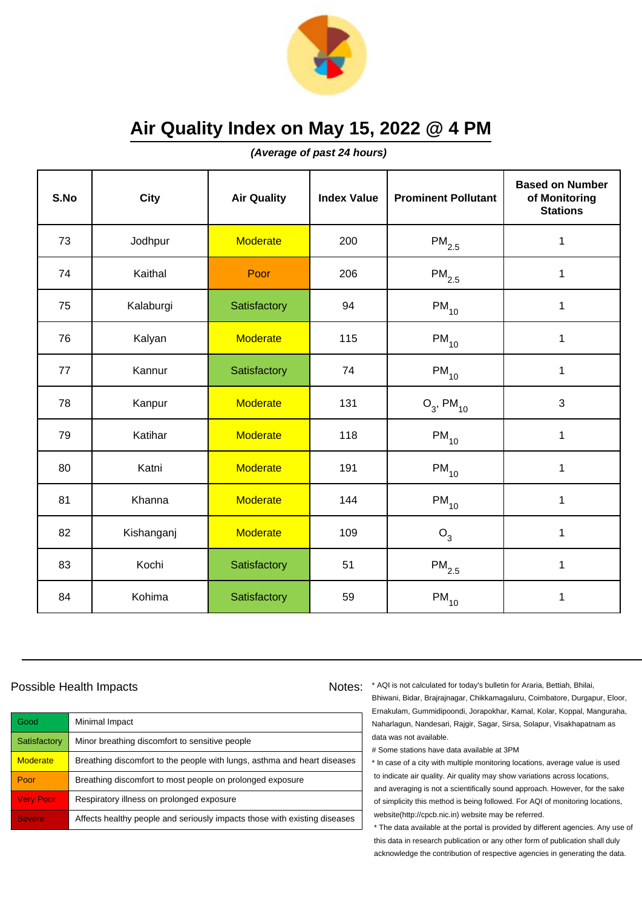# Air Quality Index on May 15, 2022 @ 4 PM

***(Average of past 24 hours)***

| S.No | City | Air Quality | Index Value | Prominent Pollutant | Based on Number of Monitoring Stations |
|---|---|---|---|---|---|
| 73 | Jodhpur | Moderate | 200 | $PM_{2.5}$ | 1 |
| 74 | Kaithal | Poor | 206 | $PM_{2.5}$ | 1 |
| 75 | Kalaburgi | Satisfactory | 94 | $PM_{10}$ | 1 |
| 76 | Kalyan | Moderate | 115 | $PM_{10}$ | 1 |
| 77 | Kannur | Satisfactory | 74 | $PM_{10}$ | 1 |
| 78 | Kanpur | Moderate | 131 | $O_3$, $PM_{10}$ | 3 |
| 79 | Katihar | Moderate | 118 | $PM_{10}$ | 1 |
| 80 | Katni | Moderate | 191 | $PM_{10}$ | 1 |
| 81 | Khanna | Moderate | 144 | $PM_{10}$ | 1 |
| 82 | Kishanganj | Moderate | 109 | $O_3$ | 1 |
| 83 | Kochi | Satisfactory | 51 | $PM_{2.5}$ | 1 |
| 84 | Kohima | Satisfactory | 59 | $PM_{10}$ | 1 |

Possible Health Impacts

| | |
|---|---|
| Good | Minimal Impact |
| Satisfactory | Minor breathing discomfort to sensitive people |
| Moderate | Breathing discomfort to the people with lungs, asthma and heart diseases |
| Poor | Breathing discomfort to most people on prolonged exposure |
| Very Poor | Respiratory illness on prolonged exposure |
| Severe | Affects healthy people and seriously impacts those with existing diseases |

Notes:
* AQI is not calculated for today's bulletin for Araria, Bettiah, Bhilai, Bhiwani, Bidar, Brajrajnagar, Chikkamagaluru, Coimbatore, Durgapur, Eloor, Ernakulam, Gummidipoondi, Jorapokhar, Karnal, Kolar, Koppal, Manguraha, Naharlagun, Nandesari, Rajgir, Sagar, Sirsa, Solapur, Visakhapatnam as data was not available.

# Some stations have data available at 3PM

* In case of a city with multiple monitoring locations, average value is used to indicate air quality. Air quality may show variations across locations, and averaging is not a scientifically sound approach. However, for the sake of simplicity this method is being followed. For AQI of monitoring locations, website(http://cpcb.nic.in) website may be referred.

* The data available at the portal is provided by different agencies. Any use of this data in research publication or any other form of publication shall duly acknowledge the contribution of respective agencies in generating the data.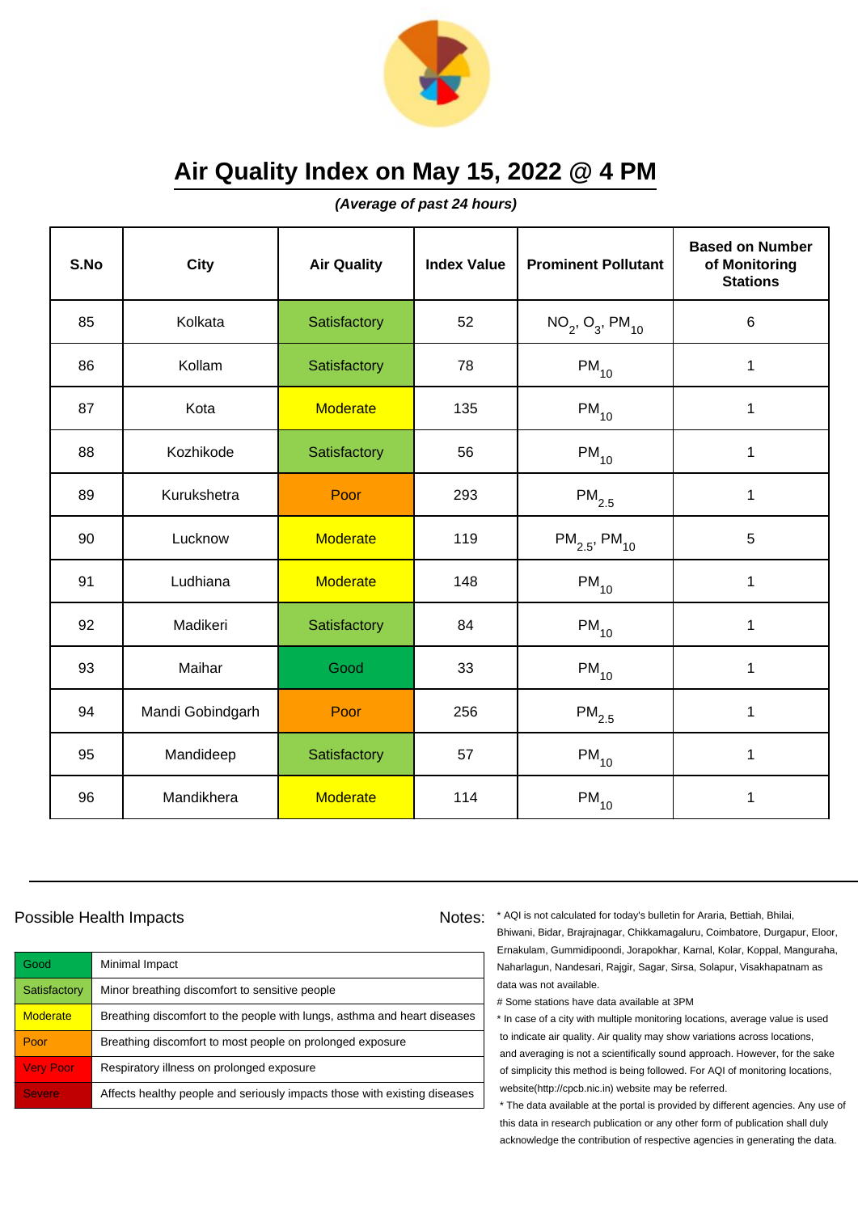# Air Quality Index on May 15, 2022 @ 4 PM

***(Average of past 24 hours)***

| S.No | City | Air Quality | Index Value | Prominent Pollutant | Based on Number of Monitoring Stations |
|---|---|---|---|---|---|
| 85 | Kolkata | Satisfactory | 52 | $NO_2$, $O_3$, $PM_{10}$ | 6 |
| 86 | Kollam | Satisfactory | 78 | $PM_{10}$ | 1 |
| 87 | Kota | Moderate | 135 | $PM_{10}$ | 1 |
| 88 | Kozhikode | Satisfactory | 56 | $PM_{10}$ | 1 |
| 89 | Kurukshetra | Poor | 293 | $PM_{2.5}$ | 1 |
| 90 | Lucknow | Moderate | 119 | $PM_{2.5}$, $PM_{10}$ | 5 |
| 91 | Ludhiana | Moderate | 148 | $PM_{10}$ | 1 |
| 92 | Madikeri | Satisfactory | 84 | $PM_{10}$ | 1 |
| 93 | Maihar | Good | 33 | $PM_{10}$ | 1 |
| 94 | Mandi Gobindgarh | Poor | 256 | $PM_{2.5}$ | 1 |
| 95 | Mandideep | Satisfactory | 57 | $PM_{10}$ | 1 |
| 96 | Mandikhera | Moderate | 114 | $PM_{10}$ | 1 |

Possible Health Impacts

| | |
|---|---|
| Good | Minimal Impact |
| Satisfactory | Minor breathing discomfort to sensitive people |
| Moderate | Breathing discomfort to the people with lungs, asthma and heart diseases |
| Poor | Breathing discomfort to most people on prolonged exposure |
| Very Poor | Respiratory illness on prolonged exposure |
| Severe | Affects healthy people and seriously impacts those with existing diseases |

Notes:

* AQI is not calculated for today's bulletin for Araria, Bettiah, Bhilai, Bhiwani, Bidar, Brajrajnagar, Chikkamagaluru, Coimbatore, Durgapur, Eloor, Ernakulam, Gummidipoondi, Jorapokhar, Karnal, Kolar, Koppal, Manguraha, Naharlagun, Nandesari, Rajgir, Sagar, Sirsa, Solapur, Visakhapatnam as data was not available.

# Some stations have data available at 3PM

* In case of a city with multiple monitoring locations, average value is used to indicate air quality. Air quality may show variations across locations, and averaging is not a scientifically sound approach. However, for the sake of simplicity this method is being followed. For AQI of monitoring locations, website(http://cpcb.nic.in) website may be referred.

* The data available at the portal is provided by different agencies. Any use of this data in research publication or any other form of publication shall duly acknowledge the contribution of respective agencies in generating the data.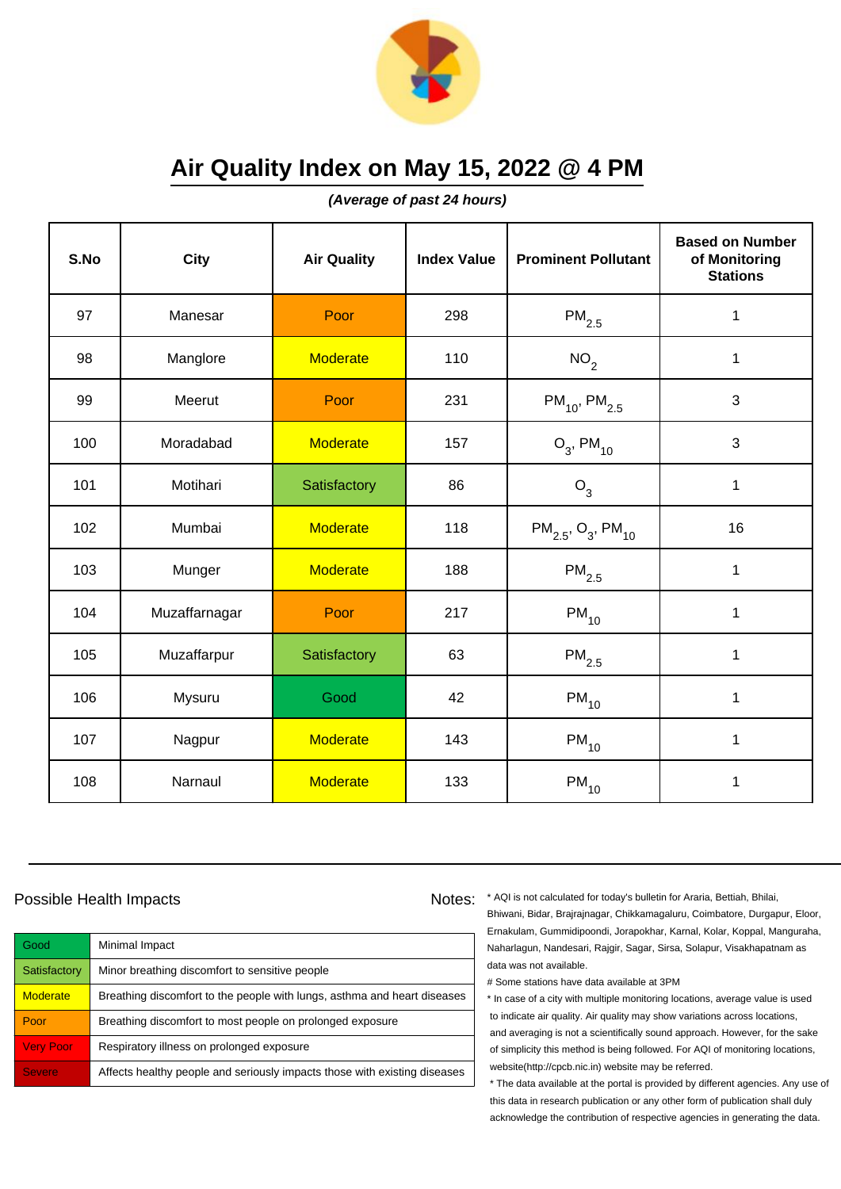# Air Quality Index on May 15, 2022 @ 4 PM

***(Average of past 24 hours)***

| S.No | City | Air Quality | Index Value | Prominent Pollutant | Based on Number of Monitoring Stations |
|---|---|---|---|---|---|
| 97 | Manesar | Poor | 298 | $PM_{2.5}$ | 1 |
| 98 | Manglore | Moderate | 110 | $NO_2$ | 1 |
| 99 | Meerut | Poor | 231 | $PM_{10}$, $PM_{2.5}$ | 3 |
| 100 | Moradabad | Moderate | 157 | $O_3$, $PM_{10}$ | 3 |
| 101 | Motihari | Satisfactory | 86 | $O_3$ | 1 |
| 102 | Mumbai | Moderate | 118 | $PM_{2.5}$, $O_3$, $PM_{10}$ | 16 |
| 103 | Munger | Moderate | 188 | $PM_{2.5}$ | 1 |
| 104 | Muzaffarnagar | Poor | 217 | $PM_{10}$ | 1 |
| 105 | Muzaffarpur | Satisfactory | 63 | $PM_{2.5}$ | 1 |
| 106 | Mysuru | Good | 42 | $PM_{10}$ | 1 |
| 107 | Nagpur | Moderate | 143 | $PM_{10}$ | 1 |
| 108 | Narnaul | Moderate | 133 | $PM_{10}$ | 1 |

## Possible Health Impacts

| | |
|---|---|
| Good | Minimal Impact |
| Satisfactory | Minor breathing discomfort to sensitive people |
| Moderate | Breathing discomfort to the people with lungs, asthma and heart diseases |
| Poor | Breathing discomfort to most people on prolonged exposure |
| Very Poor | Respiratory illness on prolonged exposure |
| Severe | Affects healthy people and seriously impacts those with existing diseases |

Notes:

* AQI is not calculated for today's bulletin for Araria, Bettiah, Bhilai, Bhiwani, Bidar, Brajrajnagar, Chikkamagaluru, Coimbatore, Durgapur, Eloor, Ernakulam, Gummidipoondi, Jorapokhar, Karnal, Kolar, Koppal, Manguraha, Naharlagun, Nandesari, Rajgir, Sagar, Sirsa, Solapur, Visakhapatnam as data was not available.

# Some stations have data available at 3PM

* In case of a city with multiple monitoring locations, average value is used to indicate air quality. Air quality may show variations across locations, and averaging is not a scientifically sound approach. However, for the sake of simplicity this method is being followed. For AQI of monitoring locations, website(http://cpcb.nic.in) website may be referred.

* The data available at the portal is provided by different agencies. Any use of this data in research publication or any other form of publication shall duly acknowledge the contribution of respective agencies in generating the data.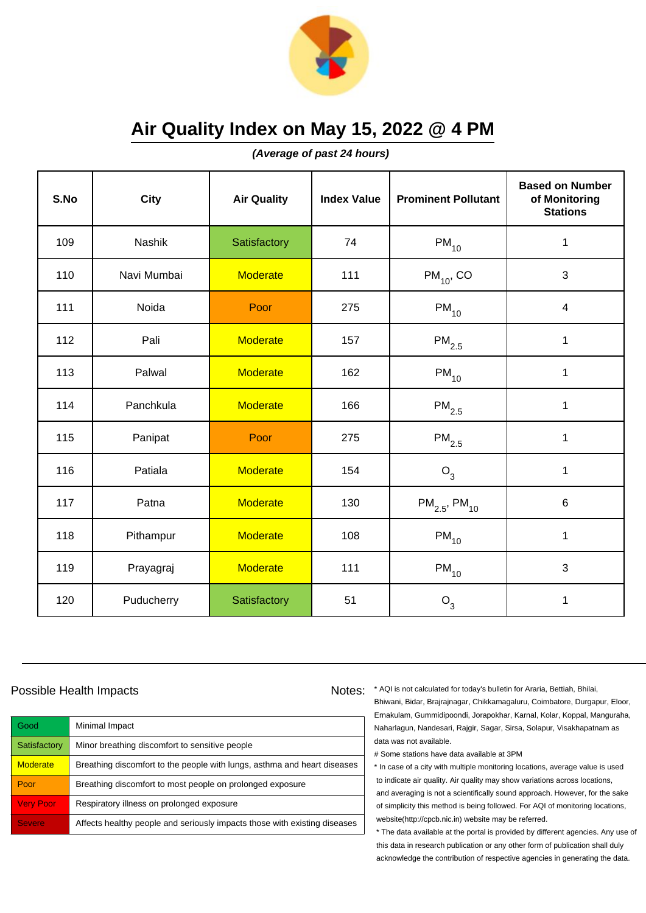# Air Quality Index on May 15, 2022 @ 4 PM

***(Average of past 24 hours)***

| S.No | City | Air Quality | Index Value | Prominent Pollutant | Based on Number of Monitoring Stations |
|---|---|---|---|---|---|
| 109 | Nashik | Satisfactory | 74 | $PM_{10}$ | 1 |
| 110 | Navi Mumbai | Moderate | 111 | $PM_{10}$, CO | 3 |
| 111 | Noida | Poor | 275 | $PM_{10}$ | 4 |
| 112 | Pali | Moderate | 157 | $PM_{2.5}$ | 1 |
| 113 | Palwal | Moderate | 162 | $PM_{10}$ | 1 |
| 114 | Panchkula | Moderate | 166 | $PM_{2.5}$ | 1 |
| 115 | Panipat | Poor | 275 | $PM_{2.5}$ | 1 |
| 116 | Patiala | Moderate | 154 | $O_3$ | 1 |
| 117 | Patna | Moderate | 130 | $PM_{2.5}$, $PM_{10}$ | 6 |
| 118 | Pithampur | Moderate | 108 | $PM_{10}$ | 1 |
| 119 | Prayagraj | Moderate | 111 | $PM_{10}$ | 3 |
| 120 | Puducherry | Satisfactory | 51 | $O_3$ | 1 |

## Possible Health Impacts

| Category | Impact |
|---|---|
| Good | Minimal Impact |
| Satisfactory | Minor breathing discomfort to sensitive people |
| Moderate | Breathing discomfort to the people with lungs, asthma and heart diseases |
| Poor | Breathing discomfort to most people on prolonged exposure |
| Very Poor | Respiratory illness on prolonged exposure |
| Severe | Affects healthy people and seriously impacts those with existing diseases |

## Notes:

* AQI is not calculated for today's bulletin for Araria, Bettiah, Bhilai, Bhiwani, Bidar, Brajrajnagar, Chikkamagaluru, Coimbatore, Durgapur, Eloor, Ernakulam, Gummidipoondi, Jorapokhar, Karnal, Kolar, Koppal, Manguraha, Naharlagun, Nandesari, Rajgir, Sagar, Sirsa, Solapur, Visakhapatnam as data was not available.

# Some stations have data available at 3PM

* In case of a city with multiple monitoring locations, average value is used to indicate air quality. Air quality may show variations across locations, and averaging is not a scientifically sound approach. However, for the sake of simplicity this method is being followed. For AQI of monitoring locations, website(http://cpcb.nic.in) website may be referred.

* The data available at the portal is provided by different agencies. Any use of this data in research publication or any other form of publication shall duly acknowledge the contribution of respective agencies in generating the data.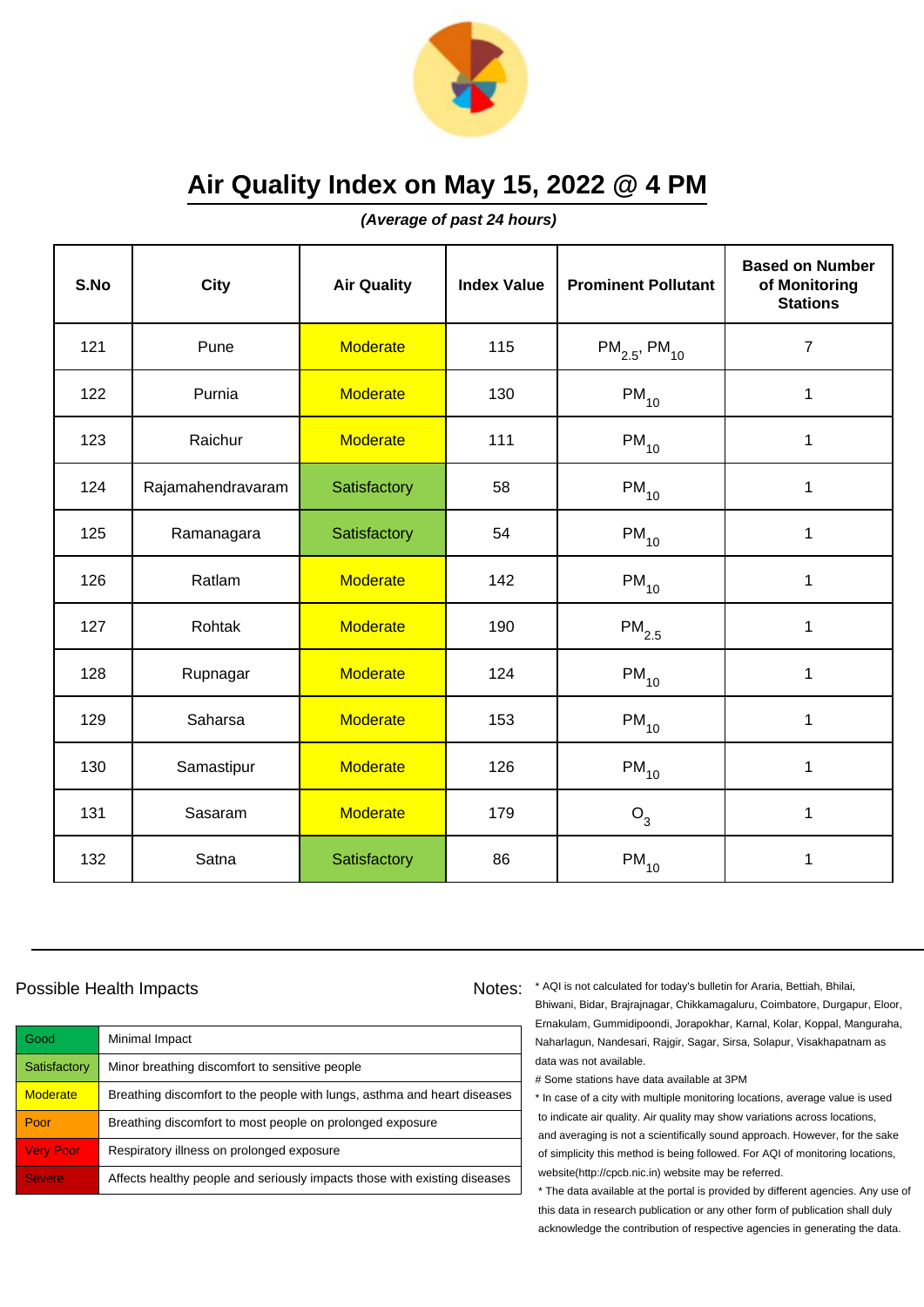# Air Quality Index on May 15, 2022 @ 4 PM

***(Average of past 24 hours)***

| S.No | City | Air Quality | Index Value | Prominent Pollutant | Based on Number of Monitoring Stations |
|---|---|---|---|---|---|
| 121 | Pune | Moderate | 115 | $PM_{2.5}$, $PM_{10}$ | 7 |
| 122 | Purnia | Moderate | 130 | $PM_{10}$ | 1 |
| 123 | Raichur | Moderate | 111 | $PM_{10}$ | 1 |
| 124 | Rajamahendravaram | Satisfactory | 58 | $PM_{10}$ | 1 |
| 125 | Ramanagara | Satisfactory | 54 | $PM_{10}$ | 1 |
| 126 | Ratlam | Moderate | 142 | $PM_{10}$ | 1 |
| 127 | Rohtak | Moderate | 190 | $PM_{2.5}$ | 1 |
| 128 | Rupnagar | Moderate | 124 | $PM_{10}$ | 1 |
| 129 | Saharsa | Moderate | 153 | $PM_{10}$ | 1 |
| 130 | Samastipur | Moderate | 126 | $PM_{10}$ | 1 |
| 131 | Sasaram | Moderate | 179 | $O_3$ | 1 |
| 132 | Satna | Satisfactory | 86 | $PM_{10}$ | 1 |

Possible Health Impacts

| | |
|---|---|
| Good | Minimal Impact |
| Satisfactory | Minor breathing discomfort to sensitive people |
| Moderate | Breathing discomfort to the people with lungs, asthma and heart diseases |
| Poor | Breathing discomfort to most people on prolonged exposure |
| Very Poor | Respiratory illness on prolonged exposure |
| Severe | Affects healthy people and seriously impacts those with existing diseases |

Notes:

* AQI is not calculated for today's bulletin for Araria, Bettiah, Bhilai, Bhiwani, Bidar, Brajrajnagar, Chikkamagaluru, Coimbatore, Durgapur, Eloor, Ernakulam, Gummidipoondi, Jorapokhar, Karnal, Kolar, Koppal, Manguraha, Naharlagun, Nandesari, Rajgir, Sagar, Sirsa, Solapur, Visakhapatnam as data was not available.

# Some stations have data available at 3PM

* In case of a city with multiple monitoring locations, average value is used to indicate air quality. Air quality may show variations across locations, and averaging is not a scientifically sound approach. However, for the sake of simplicity this method is being followed. For AQI of monitoring locations, website(http://cpcb.nic.in) website may be referred.

* The data available at the portal is provided by different agencies. Any use of this data in research publication or any other form of publication shall duly acknowledge the contribution of respective agencies in generating the data.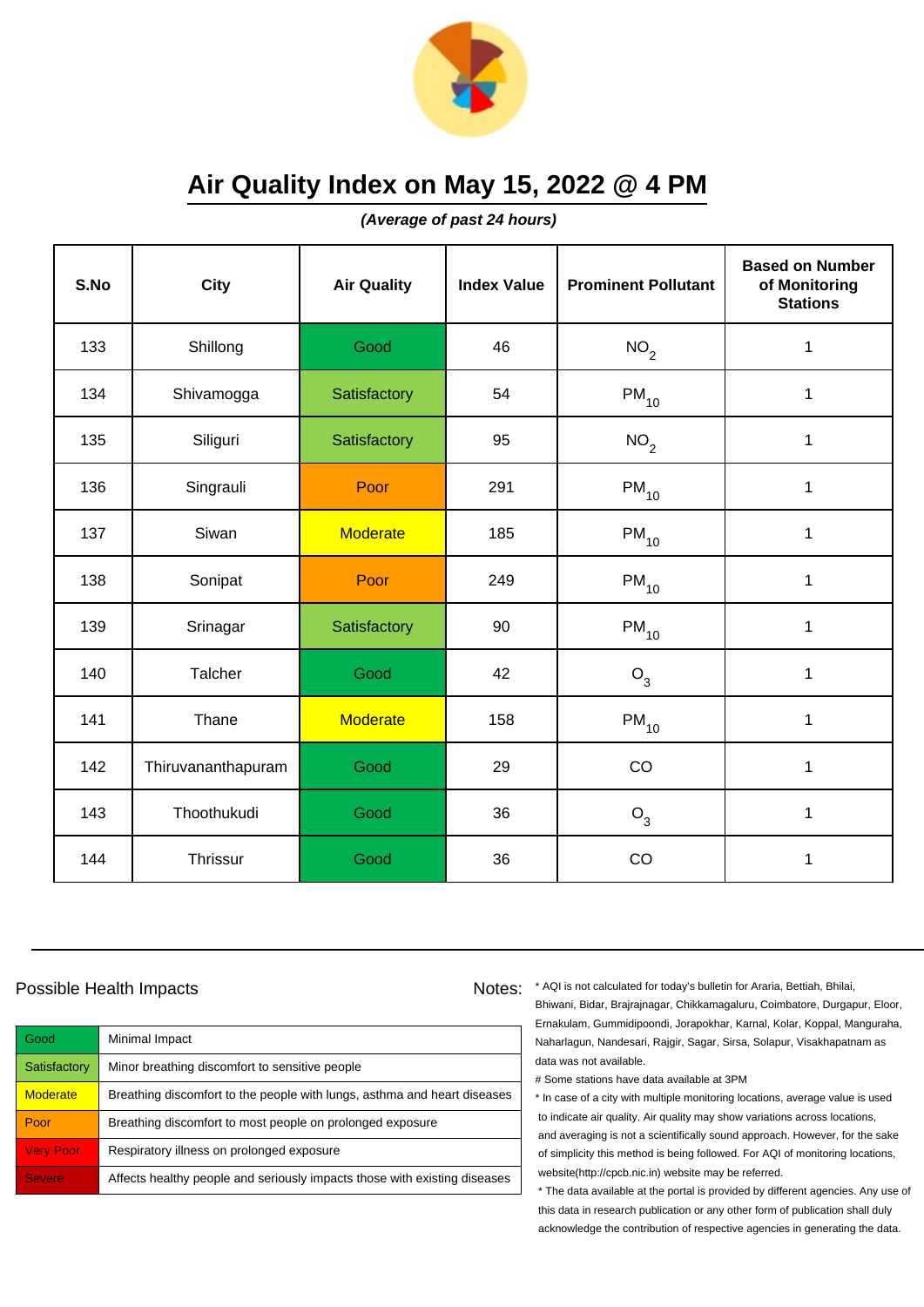# Air Quality Index on May 15, 2022 @ 4 PM

***(Average of past 24 hours)***

| S.No | City | Air Quality | Index Value | Prominent Pollutant | Based on Number of Monitoring Stations |
|---|---|---|---|---|---|
| 133 | Shillong | Good | 46 | $NO_2$ | 1 |
| 134 | Shivamogga | Satisfactory | 54 | $PM_{10}$ | 1 |
| 135 | Siliguri | Satisfactory | 95 | $NO_2$ | 1 |
| 136 | Singrauli | Poor | 291 | $PM_{10}$ | 1 |
| 137 | Siwan | Moderate | 185 | $PM_{10}$ | 1 |
| 138 | Sonipat | Poor | 249 | $PM_{10}$ | 1 |
| 139 | Srinagar | Satisfactory | 90 | $PM_{10}$ | 1 |
| 140 | Talcher | Good | 42 | $O_3$ | 1 |
| 141 | Thane | Moderate | 158 | $PM_{10}$ | 1 |
| 142 | Thiruvananthapuram | Good | 29 | CO | 1 |
| 143 | Thoothukudi | Good | 36 | $O_3$ | 1 |
| 144 | Thrissur | Good | 36 | CO | 1 |

Possible Health Impacts

| | |
|---|---|
| Good | Minimal Impact |
| Satisfactory | Minor breathing discomfort to sensitive people |
| Moderate | Breathing discomfort to the people with lungs, asthma and heart diseases |
| Poor | Breathing discomfort to most people on prolonged exposure |
| Very Poor | Respiratory illness on prolonged exposure |
| Severe | Affects healthy people and seriously impacts those with existing diseases |

Notes:

* AQI is not calculated for today's bulletin for Araria, Bettiah, Bhilai, Bhiwani, Bidar, Brajrajnagar, Chikkamagaluru, Coimbatore, Durgapur, Eloor, Ernakulam, Gummidipoondi, Jorapokhar, Karnal, Kolar, Koppal, Manguraha, Naharlagun, Nandesari, Rajgir, Sagar, Sirsa, Solapur, Visakhapatnam as data was not available.

# Some stations have data available at 3PM

* In case of a city with multiple monitoring locations, average value is used to indicate air quality. Air quality may show variations across locations, and averaging is not a scientifically sound approach. However, for the sake of simplicity this method is being followed. For AQI of monitoring locations, website(http://cpcb.nic.in) website may be referred.

* The data available at the portal is provided by different agencies. Any use of this data in research publication or any other form of publication shall duly acknowledge the contribution of respective agencies in generating the data.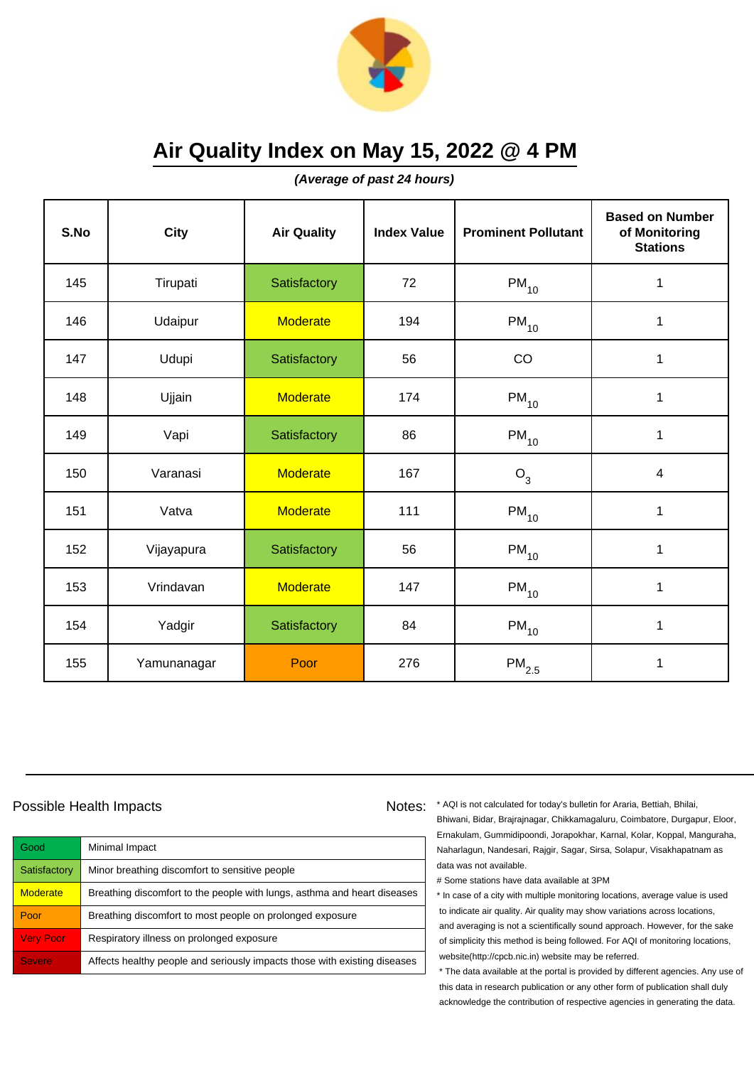# Air Quality Index on May 15, 2022 @ 4 PM

***(Average of past 24 hours)***

| S.No | City | Air Quality | Index Value | Prominent Pollutant | Based on Number of Monitoring Stations |
|---|---|---|---|---|---|
| 145 | Tirupati | Satisfactory | 72 | $PM_{10}$ | 1 |
| 146 | Udaipur | Moderate | 194 | $PM_{10}$ | 1 |
| 147 | Udupi | Satisfactory | 56 | CO | 1 |
| 148 | Ujjain | Moderate | 174 | $PM_{10}$ | 1 |
| 149 | Vapi | Satisfactory | 86 | $PM_{10}$ | 1 |
| 150 | Varanasi | Moderate | 167 | $O_3$ | 4 |
| 151 | Vatva | Moderate | 111 | $PM_{10}$ | 1 |
| 152 | Vijayapura | Satisfactory | 56 | $PM_{10}$ | 1 |
| 153 | Vrindavan | Moderate | 147 | $PM_{10}$ | 1 |
| 154 | Yadgir | Satisfactory | 84 | $PM_{10}$ | 1 |
| 155 | Yamunanagar | Poor | 276 | $PM_{2.5}$ | 1 |

## Possible Health Impacts

| | |
|---|---|
| Good | Minimal Impact |
| Satisfactory | Minor breathing discomfort to sensitive people |
| Moderate | Breathing discomfort to the people with lungs, asthma and heart diseases |
| Poor | Breathing discomfort to most people on prolonged exposure |
| Very Poor | Respiratory illness on prolonged exposure |
| Severe | Affects healthy people and seriously impacts those with existing diseases |

**Notes:**

* AQI is not calculated for today's bulletin for Araria, Bettiah, Bhilai, Bhiwani, Bidar, Brajrajnagar, Chikkamagaluru, Coimbatore, Durgapur, Eloor, Ernakulam, Gummidipoondi, Jorapokhar, Karnal, Kolar, Koppal, Manguraha, Naharlagun, Nandesari, Rajgir, Sagar, Sirsa, Solapur, Visakhapatnam as data was not available.

# Some stations have data available at 3PM

* In case of a city with multiple monitoring locations, average value is used to indicate air quality. Air quality may show variations across locations, and averaging is not a scientifically sound approach. However, for the sake of simplicity this method is being followed. For AQI of monitoring locations, website(http://cpcb.nic.in) website may be referred.

* The data available at the portal is provided by different agencies. Any use of this data in research publication or any other form of publication shall duly acknowledge the contribution of respective agencies in generating the data.